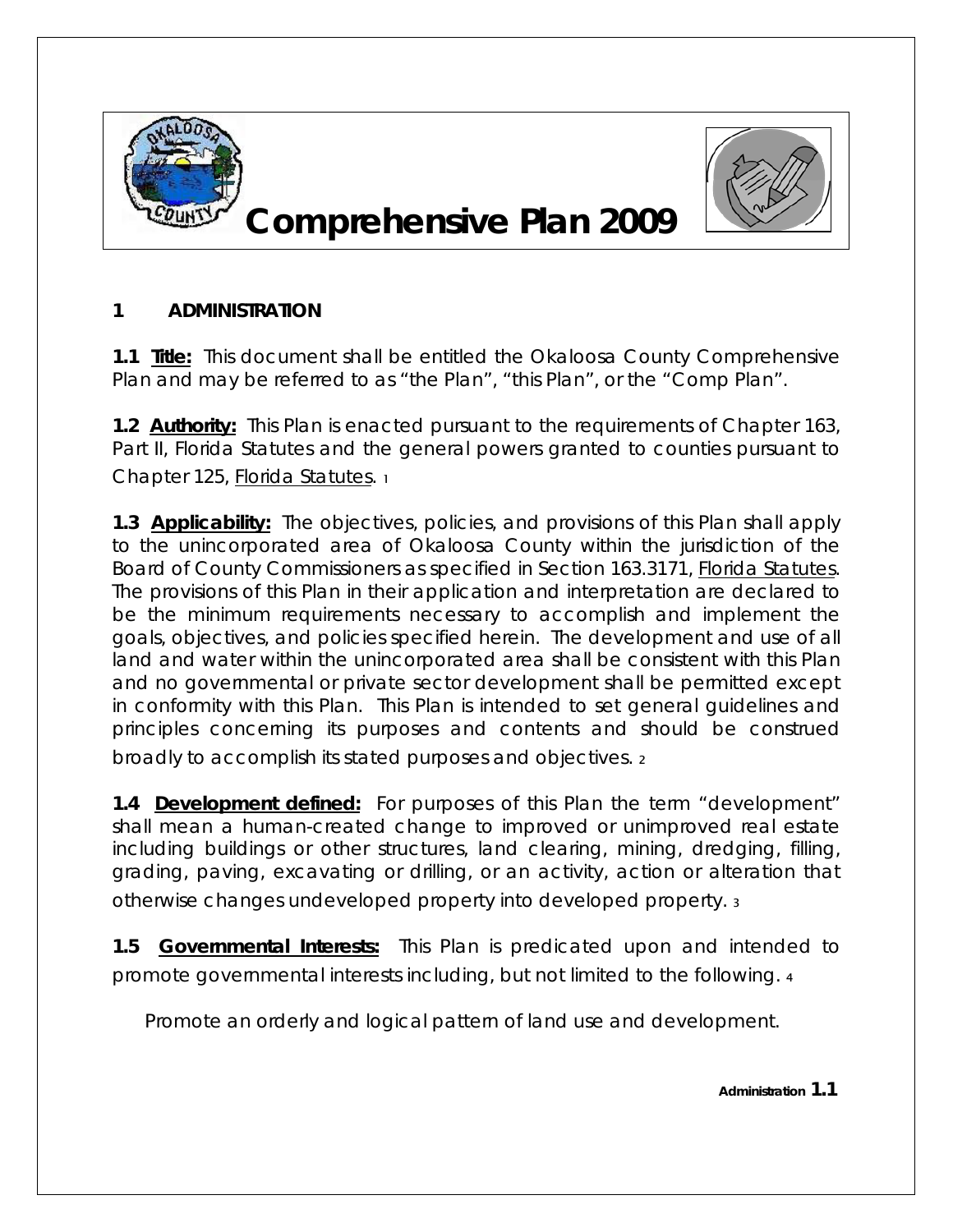# Comprehensive Plan 2009

## 1 ADMINISTRATION

**1.1 Title:** *This document shall be entitled the Okaloosa County Comprehensive Plan and may be referred to as "the Plan", "this Plan", or the "Comp Plan".*

**1.2 Authority:** *This Plan is enacted pursuant to the requirements of Chapter 163, Part II, Florida Statutes and the general powers granted to counties pursuant to Chapter 125, Florida Statutes.* [1]

**1.3 Applicability:** *The objectives, policies, and provisions of this Plan shall apply to the unincorporated area of Okaloosa County within the jurisdiction of the Board of County Commissioners as specified in Section 163.3171, Florida Statutes. The provisions of this Plan in their application and interpretation are declared to be the minimum requirements necessary to accomplish and implement the goals, objectives, and policies specified herein. The development and use of all land and water within the unincorporated area shall be consistent with this Plan and no governmental or private sector development shall be permitted except in conformity with this Plan. This Plan is intended to set general guidelines and principles concerning its purposes and contents and should be construed broadly to accomplish its stated purposes and objectives.* [2]

**1.4 Development defined:** *For purposes of this Plan the term "development" shall mean a human-created change to improved or unimproved real estate including buildings or other structures, land clearing, mining, dredging, filling, grading, paving, excavating or drilling, or an activity, action or alteration that otherwise changes undeveloped property into developed property.* [3]

**1.5 Governmental Interests:** *This Plan is predicated upon and intended to promote governmental interests including, but not limited to the following.* [4]

*Promote an orderly and logical pattern of land use and development.*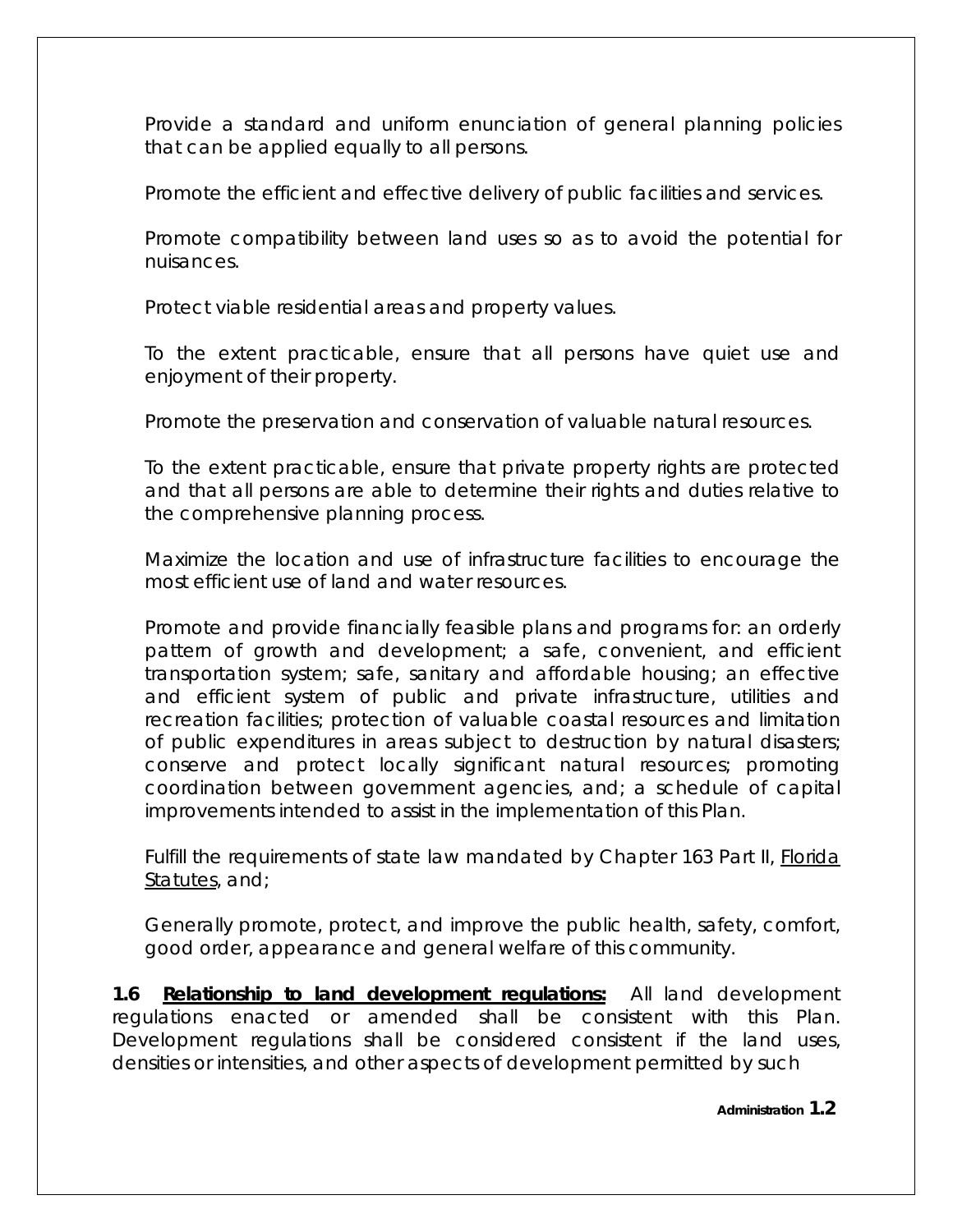Provide a standard and uniform enunciation of general planning policies that can be applied equally to all persons.

Promote the efficient and effective delivery of public facilities and services.

Promote compatibility between land uses so as to avoid the potential for nuisances.

Protect viable residential areas and property values.

To the extent practicable, ensure that all persons have quiet use and enjoyment of their property.

Promote the preservation and conservation of valuable natural resources.

To the extent practicable, ensure that private property rights are protected and that all persons are able to determine their rights and duties relative to the comprehensive planning process.

Maximize the location and use of infrastructure facilities to encourage the most efficient use of land and water resources.

Promote and provide financially feasible plans and programs for: an orderly pattern of growth and development; a safe, convenient, and efficient transportation system; safe, sanitary and affordable housing; an effective and efficient system of public and private infrastructure, utilities and recreation facilities; protection of valuable coastal resources and limitation of public expenditures in areas subject to destruction by natural disasters; conserve and protect locally significant natural resources; promoting coordination between government agencies, and; a schedule of capital improvements intended to assist in the implementation of this Plan.

Fulfill the requirements of state law mandated by Chapter 163 Part II, Florida Statutes, and;

Generally promote, protect, and improve the public health, safety, comfort, good order, appearance and general welfare of this community.

**1.6 Relationship to land development regulations:** All land development regulations enacted or amended shall be consistent with this Plan. Development regulations shall be considered consistent if the land uses, densities or intensities, and other aspects of development permitted by such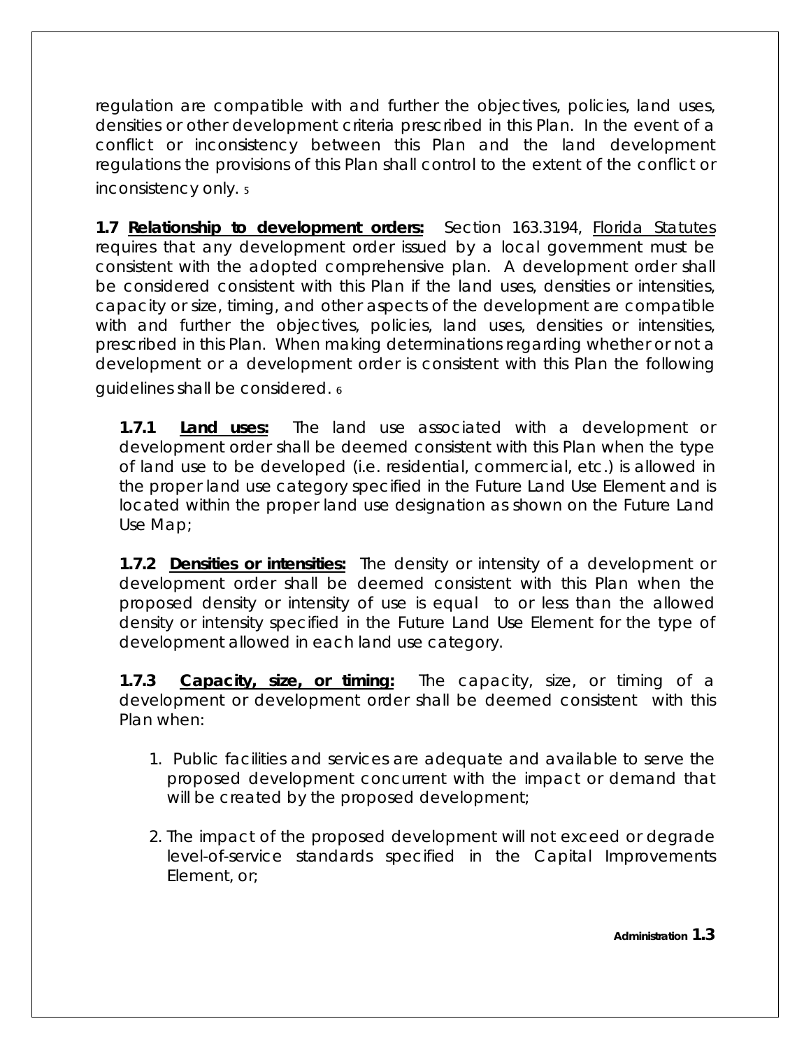regulation are compatible with and further the objectives, policies, land uses, densities or other development criteria prescribed in this Plan. In the event of a conflict or inconsistency between this Plan and the land development regulations the provisions of this Plan shall control to the extent of the conflict or inconsistency only. [5]

**1.7 <u>Relationship to development orders:</u>** Section 163.3194, <u>Florida Statutes</u> requires that any development order issued by a local government must be consistent with the adopted comprehensive plan. A development order shall be considered consistent with this Plan if the land uses, densities or intensities, capacity or size, timing, and other aspects of the development are compatible with and further the objectives, policies, land uses, densities or intensities, prescribed in this Plan. When making determinations regarding whether or not a development or a development order is consistent with this Plan the following guidelines shall be considered. [6]

**1.7.1 <u>Land uses:</u>** The land use associated with a development or development order shall be deemed consistent with this Plan when the type of land use to be developed (i.e. residential, commercial, etc.) is allowed in the proper land use category specified in the Future Land Use Element and is located within the proper land use designation as shown on the Future Land Use Map;

**1.7.2 <u>Densities or intensities:</u>** The density or intensity of a development or development order shall be deemed consistent with this Plan when the proposed density or intensity of use is equal to or less than the allowed density or intensity specified in the Future Land Use Element for the type of development allowed in each land use category.

**1.7.3 <u>Capacity, size, or timing:</u>** The capacity, size, or timing of a development or development order shall be deemed consistent with this Plan when:

1. Public facilities and services are adequate and available to serve the proposed development concurrent with the impact or demand that will be created by the proposed development;

2. The impact of the proposed development will not exceed or degrade level-of-service standards specified in the Capital Improvements Element, or;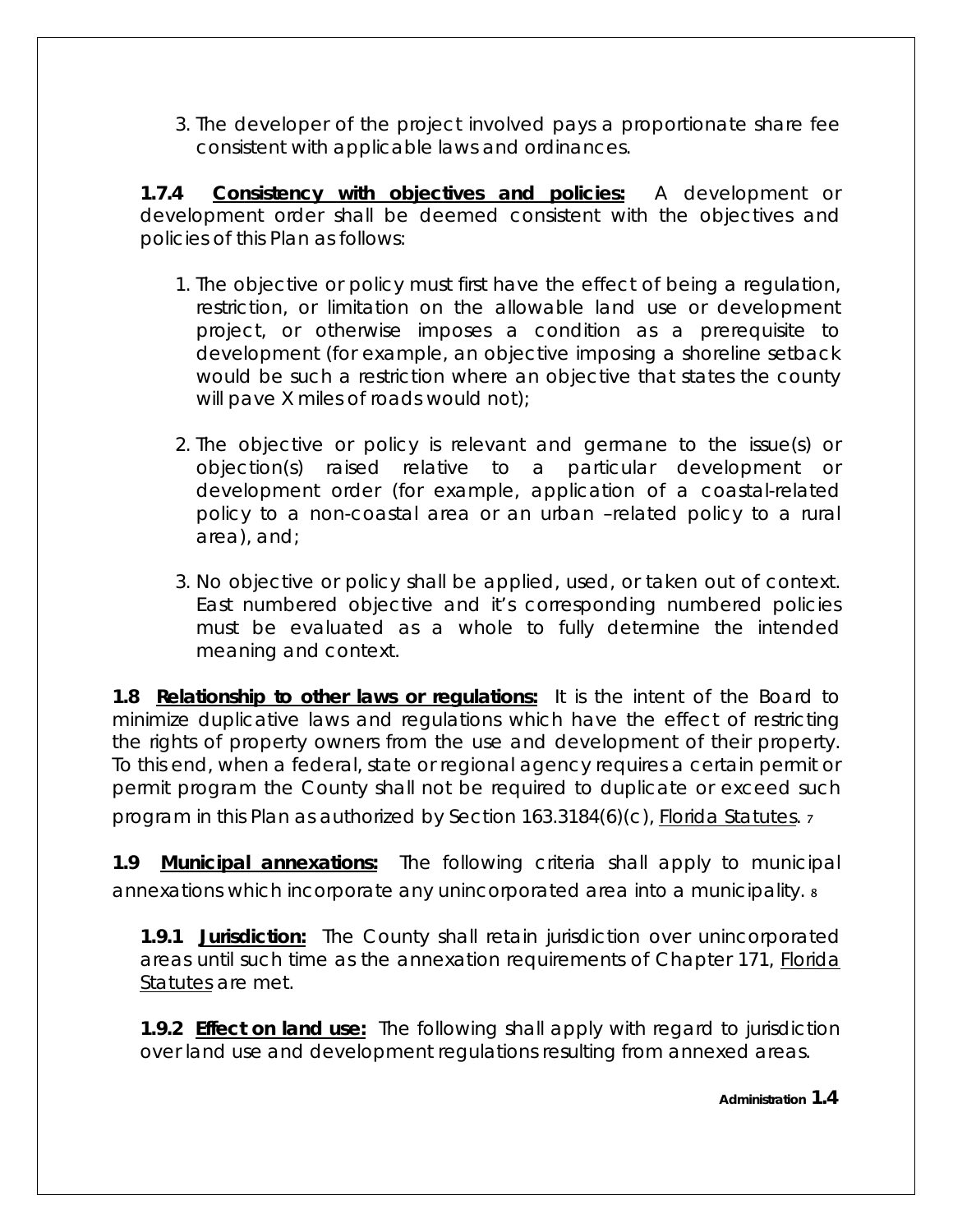3. The developer of the project involved pays a proportionate share fee consistent with applicable laws and ordinances.

**1.7.4 <u>Consistency with objectives and policies:</u>** A development or development order shall be deemed consistent with the objectives and policies of this Plan as follows:

1. The objective or policy must first have the effect of being a regulation, restriction, or limitation on the allowable land use or development project, or otherwise imposes a condition as a prerequisite to development (for example, an objective imposing a shoreline setback would be such a restriction where an objective that states the county will pave X miles of roads would not);

2. The objective or policy is relevant and germane to the issue(s) or objection(s) raised relative to a particular development or development order (for example, application of a coastal-related policy to a non-coastal area or an urban –related policy to a rural area), and;

3. No objective or policy shall be applied, used, or taken out of context. East numbered objective and it's corresponding numbered policies must be evaluated as a whole to fully determine the intended meaning and context.

**1.8 <u>Relationship to other laws or regulations:</u>** It is the intent of the Board to minimize duplicative laws and regulations which have the effect of restricting the rights of property owners from the use and development of their property. To this end, when a federal, state or regional agency requires a certain permit or permit program the County shall not be required to duplicate or exceed such program in this Plan as authorized by Section 163.3184(6)(c), <u>Florida Statutes</u>. [7]

**1.9 <u>Municipal annexations:</u>** The following criteria shall apply to municipal annexations which incorporate any unincorporated area into a municipality. [8]

**1.9.1 <u>Jurisdiction:</u>** The County shall retain jurisdiction over unincorporated areas until such time as the annexation requirements of Chapter 171, <u>Florida Statutes</u> are met.

**1.9.2 <u>Effect on land use:</u>** The following shall apply with regard to jurisdiction over land use and development regulations resulting from annexed areas.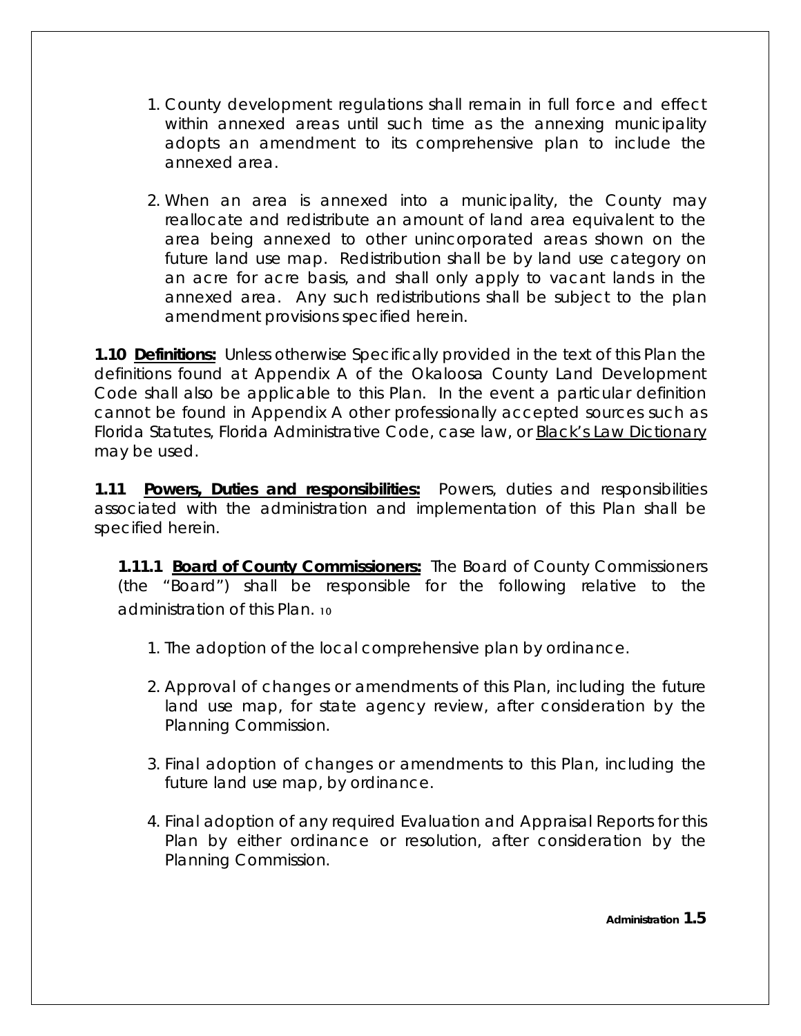1. County development regulations shall remain in full force and effect within annexed areas until such time as the annexing municipality adopts an amendment to its comprehensive plan to include the annexed area.

2. When an area is annexed into a municipality, the County may reallocate and redistribute an amount of land area equivalent to the area being annexed to other unincorporated areas shown on the future land use map. Redistribution shall be by land use category on an acre for acre basis, and shall only apply to vacant lands in the annexed area. Any such redistributions shall be subject to the plan amendment provisions specified herein.

**1.10 Definitions:** Unless otherwise Specifically provided in the text of this Plan the definitions found at Appendix A of the Okaloosa County Land Development Code shall also be applicable to this Plan. In the event a particular definition cannot be found in Appendix A other professionally accepted sources such as Florida Statutes, Florida Administrative Code, case law, or Black's Law Dictionary may be used.

**1.11 Powers, Duties and responsibilities:** Powers, duties and responsibilities associated with the administration and implementation of this Plan shall be specified herein.

**1.11.1 Board of County Commissioners:** The Board of County Commissioners (the "Board") shall be responsible for the following relative to the administration of this Plan. [10]

1. The adoption of the local comprehensive plan by ordinance.

2. Approval of changes or amendments of this Plan, including the future land use map, for state agency review, after consideration by the Planning Commission.

3. Final adoption of changes or amendments to this Plan, including the future land use map, by ordinance.

4. Final adoption of any required Evaluation and Appraisal Reports for this Plan by either ordinance or resolution, after consideration by the Planning Commission.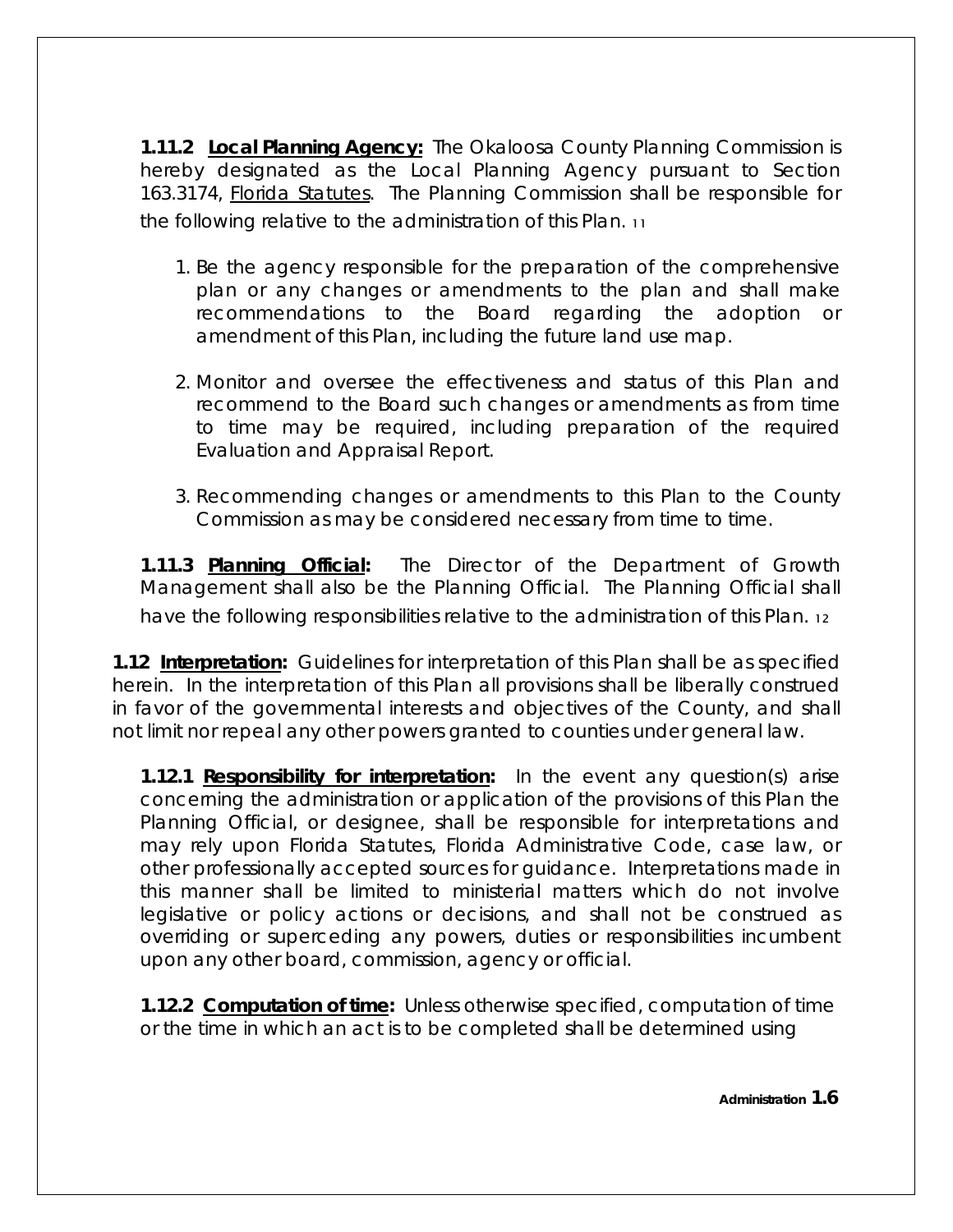**1.11.2 <u>Local Planning Agency:</u>** The Okaloosa County Planning Commission is hereby designated as the Local Planning Agency pursuant to Section 163.3174, <u>Florida Statutes</u>. The Planning Commission shall be responsible for the following relative to the administration of this Plan. [11]

1. Be the agency responsible for the preparation of the comprehensive plan or any changes or amendments to the plan and shall make recommendations to the Board regarding the adoption or amendment of this Plan, including the future land use map.

2. Monitor and oversee the effectiveness and status of this Plan and recommend to the Board such changes or amendments as from time to time may be required, including preparation of the required Evaluation and Appraisal Report.

3. Recommending changes or amendments to this Plan to the County Commission as may be considered necessary from time to time.

**1.11.3 <u>Planning Official</u>:** The Director of the Department of Growth Management shall also be the Planning Official. The Planning Official shall have the following responsibilities relative to the administration of this Plan. [12]

**1.12 <u>Interpretation</u>:** Guidelines for interpretation of this Plan shall be as specified herein. In the interpretation of this Plan all provisions shall be liberally construed in favor of the governmental interests and objectives of the County, and shall not limit nor repeal any other powers granted to counties under general law.

**1.12.1 <u>Responsibility for interpretation</u>:** In the event any question(s) arise concerning the administration or application of the provisions of this Plan the Planning Official, or designee, shall be responsible for interpretations and may rely upon Florida Statutes, Florida Administrative Code, case law, or other professionally accepted sources for guidance. Interpretations made in this manner shall be limited to ministerial matters which do not involve legislative or policy actions or decisions, and shall not be construed as overriding or superceding any powers, duties or responsibilities incumbent upon any other board, commission, agency or official.

**1.12.2 <u>Computation of time</u>:** Unless otherwise specified, computation of time or the time in which an act is to be completed shall be determined using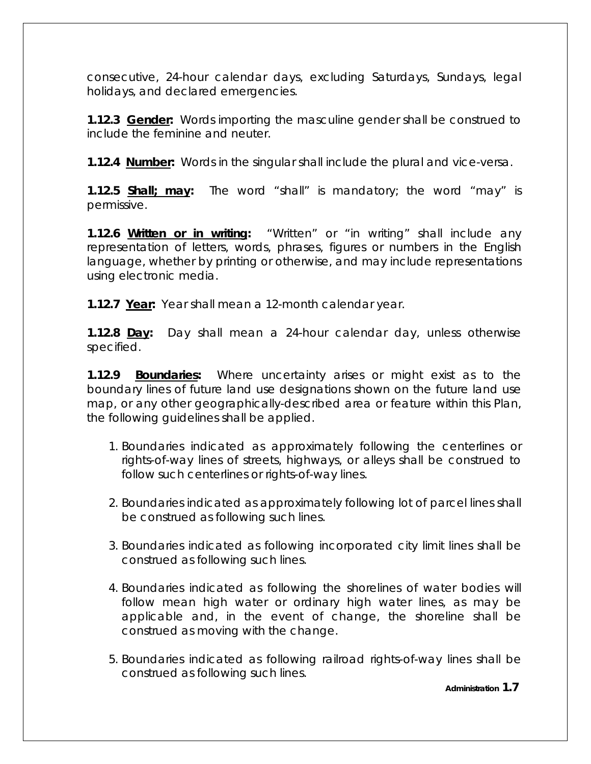consecutive, 24-hour calendar days, excluding Saturdays, Sundays, legal holidays, and declared emergencies.

**1.12.3 <u>Gender</u>:** Words importing the masculine gender shall be construed to include the feminine and neuter.

**1.12.4 <u>Number</u>:** Words in the singular shall include the plural and vice-versa.

**1.12.5 <u>Shall; may</u>:** The word "shall" is mandatory; the word "may" is permissive.

**1.12.6 <u>Written or in writing</u>:** "Written" or "in writing" shall include any representation of letters, words, phrases, figures or numbers in the English language, whether by printing or otherwise, and may include representations using electronic media.

**1.12.7 <u>Year</u>:** Year shall mean a 12-month calendar year.

**1.12.8 <u>Day</u>:** Day shall mean a 24-hour calendar day, unless otherwise specified.

**1.12.9 <u>Boundaries</u>:** Where uncertainty arises or might exist as to the boundary lines of future land use designations shown on the future land use map, or any other geographically-described area or feature within this Plan, the following guidelines shall be applied.

1. Boundaries indicated as approximately following the centerlines or rights-of-way lines of streets, highways, or alleys shall be construed to follow such centerlines or rights-of-way lines.

2. Boundaries indicated as approximately following lot of parcel lines shall be construed as following such lines.

3. Boundaries indicated as following incorporated city limit lines shall be construed as following such lines.

4. Boundaries indicated as following the shorelines of water bodies will follow mean high water or ordinary high water lines, as may be applicable and, in the event of change, the shoreline shall be construed as moving with the change.

5. Boundaries indicated as following railroad rights-of-way lines shall be construed as following such lines.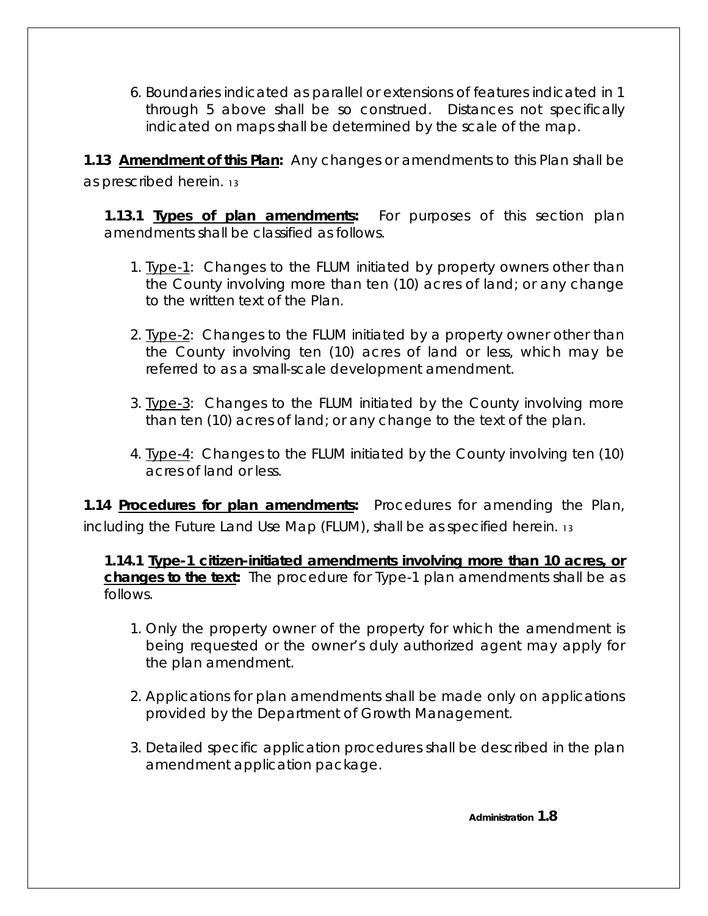6. Boundaries indicated as parallel or extensions of features indicated in 1 through 5 above shall be so construed. Distances not specifically indicated on maps shall be determined by the scale of the map.

**1.13 Amendment of this Plan:** Any changes or amendments to this Plan shall be as prescribed herein. [13]

**1.13.1 Types of plan amendments:** For purposes of this section plan amendments shall be classified as follows.

1. Type-1: Changes to the FLUM initiated by property owners other than the County involving more than ten (10) acres of land; or any change to the written text of the Plan.

2. Type-2: Changes to the FLUM initiated by a property owner other than the County involving ten (10) acres of land or less, which may be referred to as a small-scale development amendment.

3. Type-3: Changes to the FLUM initiated by the County involving more than ten (10) acres of land; or any change to the text of the plan.

4. Type-4: Changes to the FLUM initiated by the County involving ten (10) acres of land or less.

**1.14 Procedures for plan amendments:** Procedures for amending the Plan, including the Future Land Use Map (FLUM), shall be as specified herein. [13]

**1.14.1 Type-1 citizen-initiated amendments involving more than 10 acres, or changes to the text:** The procedure for Type-1 plan amendments shall be as follows.

1. Only the property owner of the property for which the amendment is being requested or the owner's duly authorized agent may apply for the plan amendment.

2. Applications for plan amendments shall be made only on applications provided by the Department of Growth Management.

3. Detailed specific application procedures shall be described in the plan amendment application package.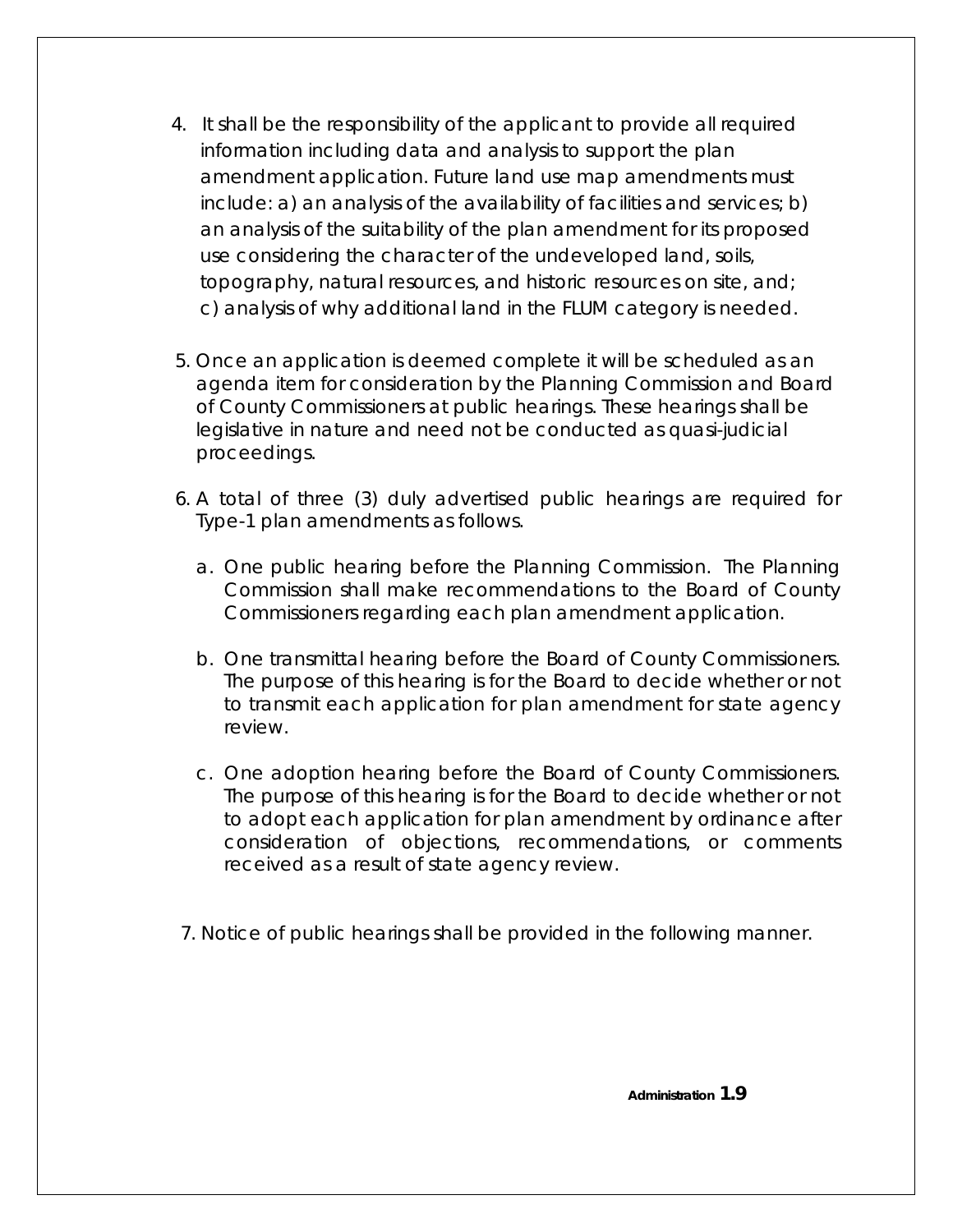4. It shall be the responsibility of the applicant to provide all required information including data and analysis to support the plan amendment application. Future land use map amendments must include: a) an analysis of the availability of facilities and services; b) an analysis of the suitability of the plan amendment for its proposed use considering the character of the undeveloped land, soils, topography, natural resources, and historic resources on site, and; c) analysis of why additional land in the FLUM category is needed.

5. Once an application is deemed complete it will be scheduled as an agenda item for consideration by the Planning Commission and Board of County Commissioners at public hearings. These hearings shall be legislative in nature and need not be conducted as quasi-judicial proceedings.

6. A total of three (3) duly advertised public hearings are required for Type-1 plan amendments as follows.

   a. One public hearing before the Planning Commission. The Planning Commission shall make recommendations to the Board of County Commissioners regarding each plan amendment application.

   b. One transmittal hearing before the Board of County Commissioners. The purpose of this hearing is for the Board to decide whether or not to transmit each application for plan amendment for state agency review.

   c. One adoption hearing before the Board of County Commissioners. The purpose of this hearing is for the Board to decide whether or not to adopt each application for plan amendment by ordinance after consideration of objections, recommendations, or comments received as a result of state agency review.

7. Notice of public hearings shall be provided in the following manner.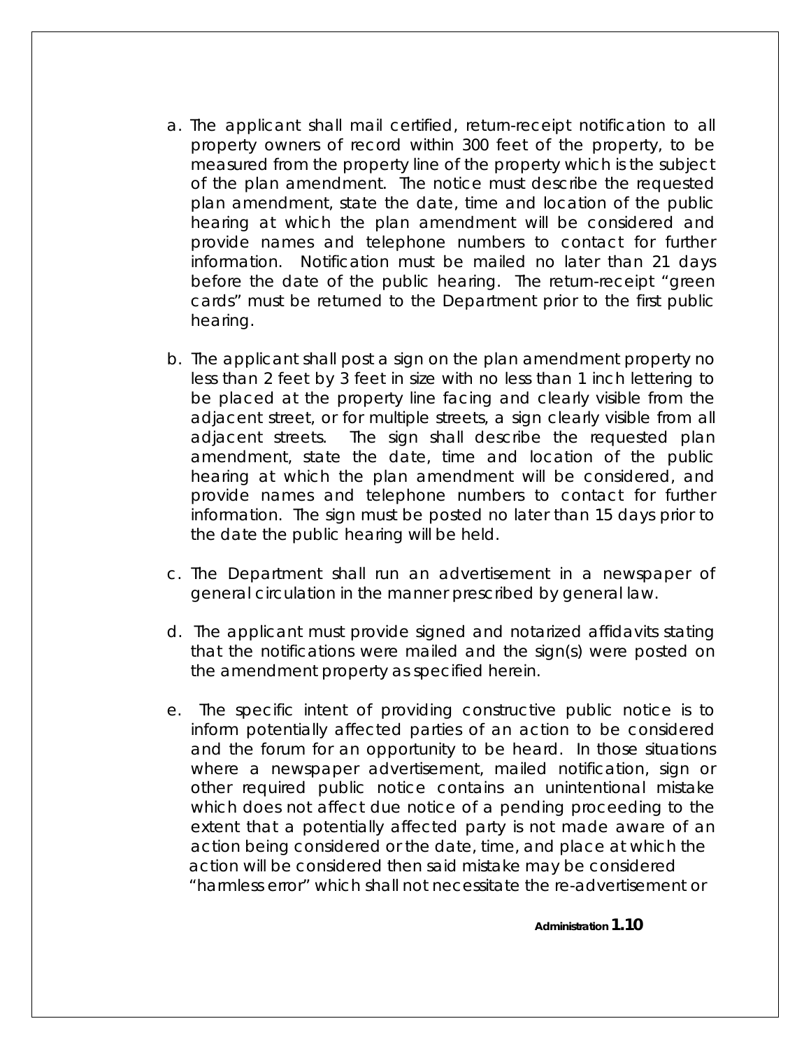a. The applicant shall mail certified, return-receipt notification to all property owners of record within 300 feet of the property, to be measured from the property line of the property which is the subject of the plan amendment. The notice must describe the requested plan amendment, state the date, time and location of the public hearing at which the plan amendment will be considered and provide names and telephone numbers to contact for further information. Notification must be mailed no later than 21 days before the date of the public hearing. The return-receipt "green cards" must be returned to the Department prior to the first public hearing.

b. The applicant shall post a sign on the plan amendment property no less than 2 feet by 3 feet in size with no less than 1 inch lettering to be placed at the property line facing and clearly visible from the adjacent street, or for multiple streets, a sign clearly visible from all adjacent streets. The sign shall describe the requested plan amendment, state the date, time and location of the public hearing at which the plan amendment will be considered, and provide names and telephone numbers to contact for further information. The sign must be posted no later than 15 days prior to the date the public hearing will be held.

c. The Department shall run an advertisement in a newspaper of general circulation in the manner prescribed by general law.

d. The applicant must provide signed and notarized affidavits stating that the notifications were mailed and the sign(s) were posted on the amendment property as specified herein.

e. The specific intent of providing constructive public notice is to inform potentially affected parties of an action to be considered and the forum for an opportunity to be heard. In those situations where a newspaper advertisement, mailed notification, sign or other required public notice contains an unintentional mistake which does not affect due notice of a pending proceeding to the extent that a potentially affected party is not made aware of an action being considered or the date, time, and place at which the action will be considered then said mistake may be considered "harmless error" which shall not necessitate the re-advertisement or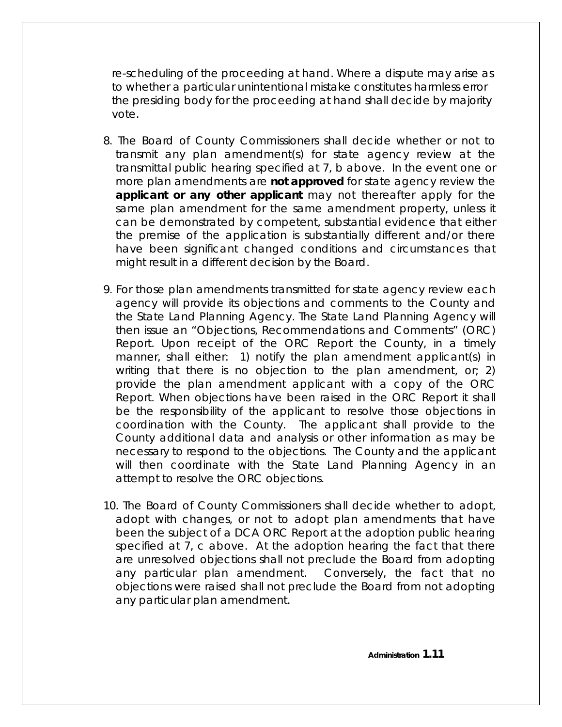re-scheduling of the proceeding at hand. Where a dispute may arise as to whether a particular unintentional mistake constitutes harmless error the presiding body for the proceeding at hand shall decide by majority vote.

8. The Board of County Commissioners shall decide whether or not to transmit any plan amendment(s) for state agency review at the transmittal public hearing specified at 7, b above. In the event one or more plan amendments are **not approved** for state agency review the **applicant or any other applicant** may not thereafter apply for the same plan amendment for the same amendment property, unless it can be demonstrated by competent, substantial evidence that either the premise of the application is substantially different and/or there have been significant changed conditions and circumstances that might result in a different decision by the Board.

9. For those plan amendments transmitted for state agency review each agency will provide its objections and comments to the County and the State Land Planning Agency. The State Land Planning Agency will then issue an "Objections, Recommendations and Comments" (ORC) Report. Upon receipt of the ORC Report the County, in a timely manner, shall either: 1) notify the plan amendment applicant(s) in writing that there is no objection to the plan amendment, or; 2) provide the plan amendment applicant with a copy of the ORC Report. When objections have been raised in the ORC Report it shall be the responsibility of the applicant to resolve those objections in coordination with the County. The applicant shall provide to the County additional data and analysis or other information as may be necessary to respond to the objections. The County and the applicant will then coordinate with the State Land Planning Agency in an attempt to resolve the ORC objections.

10. The Board of County Commissioners shall decide whether to adopt, adopt with changes, or not to adopt plan amendments that have been the subject of a DCA ORC Report at the adoption public hearing specified at 7, c above. At the adoption hearing the fact that there are unresolved objections shall not preclude the Board from adopting any particular plan amendment. Conversely, the fact that no objections were raised shall not preclude the Board from not adopting any particular plan amendment.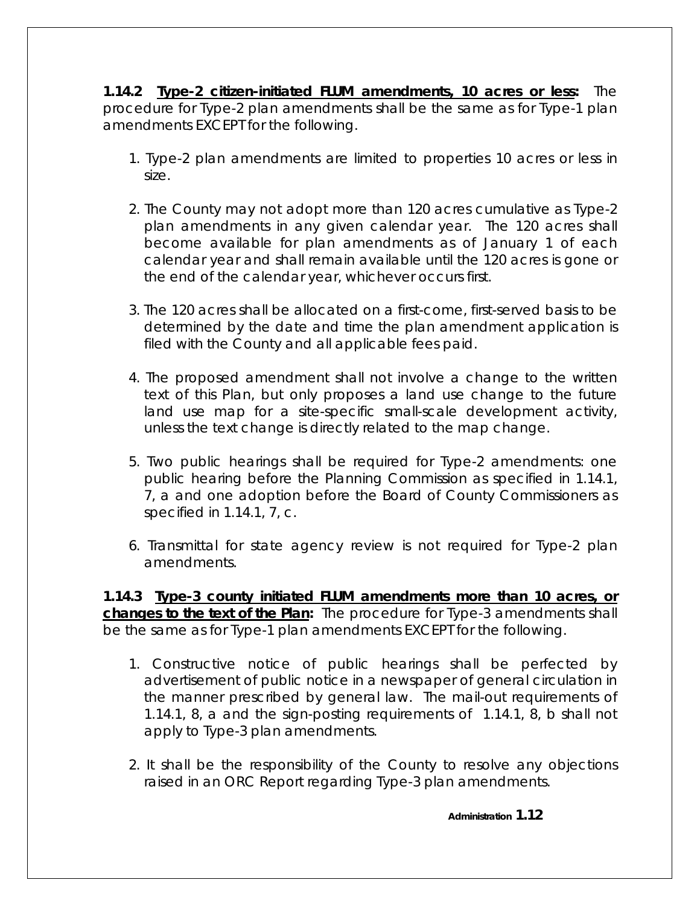**1.14.2 <u>Type-2 citizen-initiated FLUM amendments, 10 acres or less:</u>** The procedure for Type-2 plan amendments shall be the same as for Type-1 plan amendments EXCEPT for the following.

1. Type-2 plan amendments are limited to properties 10 acres or less in size.

2. The County may not adopt more than 120 acres cumulative as Type-2 plan amendments in any given calendar year. The 120 acres shall become available for plan amendments as of January 1 of each calendar year and shall remain available until the 120 acres is gone or the end of the calendar year, whichever occurs first.

3. The 120 acres shall be allocated on a first-come, first-served basis to be determined by the date and time the plan amendment application is filed with the County and all applicable fees paid.

4. The proposed amendment shall not involve a change to the written text of this Plan, but only proposes a land use change to the future land use map for a site-specific small-scale development activity, unless the text change is directly related to the map change.

5. Two public hearings shall be required for Type-2 amendments: one public hearing before the Planning Commission as specified in 1.14.1, 7, a and one adoption before the Board of County Commissioners as specified in 1.14.1, 7, c.

6. Transmittal for state agency review is not required for Type-2 plan amendments.

**1.14.3 <u>Type-3 county initiated FLUM amendments more than 10 acres, or changes to the text of the Plan:</u>** The procedure for Type-3 amendments shall be the same as for Type-1 plan amendments EXCEPT for the following.

1. Constructive notice of public hearings shall be perfected by advertisement of public notice in a newspaper of general circulation in the manner prescribed by general law. The mail-out requirements of 1.14.1, 8, a and the sign-posting requirements of 1.14.1, 8, b shall not apply to Type-3 plan amendments.

2. It shall be the responsibility of the County to resolve any objections raised in an ORC Report regarding Type-3 plan amendments.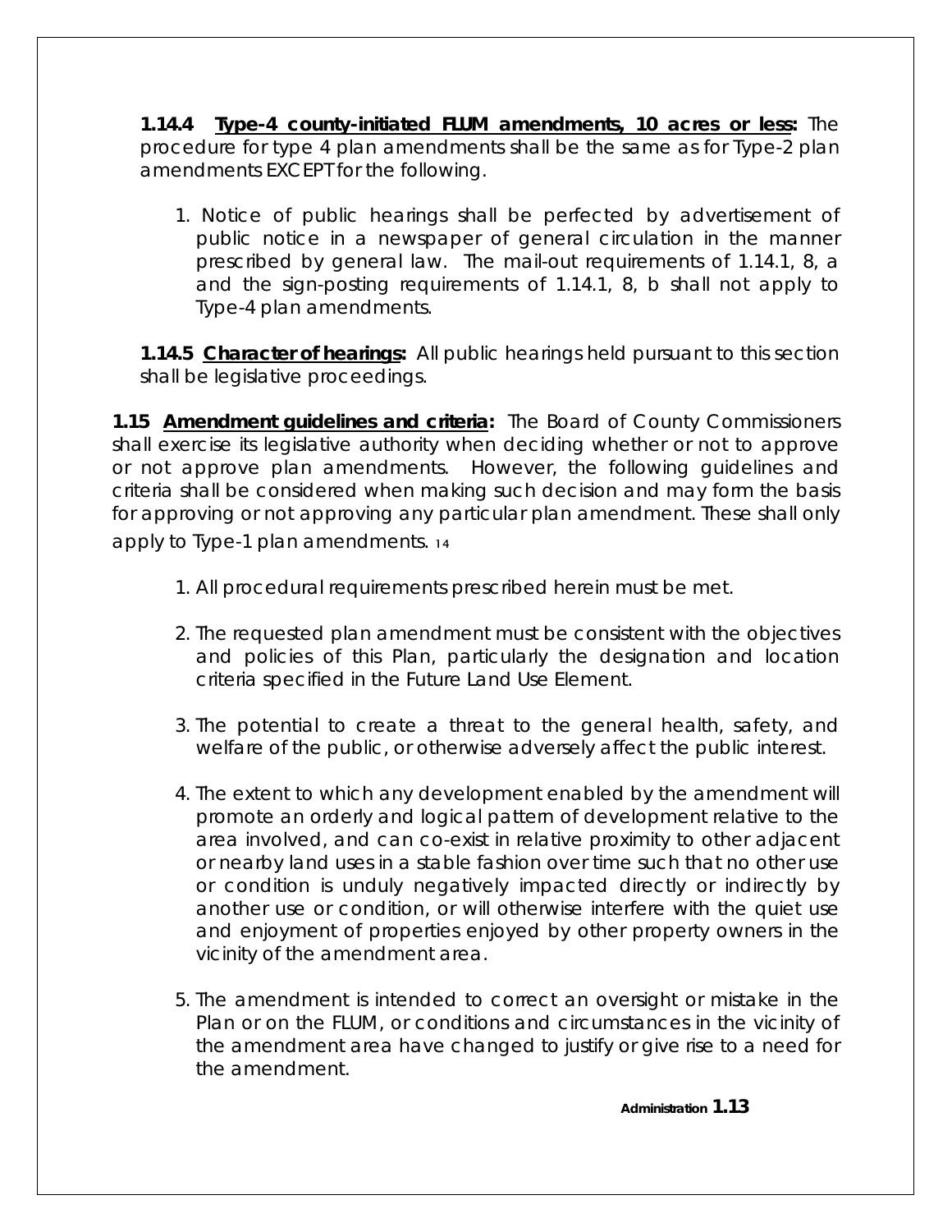**1.14.4 <u>Type-4 county-initiated FLUM amendments, 10 acres or less:</u>** The procedure for type 4 plan amendments shall be the same as for Type-2 plan amendments EXCEPT for the following.

1. Notice of public hearings shall be perfected by advertisement of public notice in a newspaper of general circulation in the manner prescribed by general law. The mail-out requirements of 1.14.1, 8, a and the sign-posting requirements of 1.14.1, 8, b shall not apply to Type-4 plan amendments.

**1.14.5 <u>Character of hearings:</u>** All public hearings held pursuant to this section shall be legislative proceedings.

**1.15 <u>Amendment guidelines and criteria:</u>** The Board of County Commissioners shall exercise its legislative authority when deciding whether or not to approve or not approve plan amendments. However, the following guidelines and criteria shall be considered when making such decision and may form the basis for approving or not approving any particular plan amendment. These shall only apply to Type-1 plan amendments. [14]

1. All procedural requirements prescribed herein must be met.

2. The requested plan amendment must be consistent with the objectives and policies of this Plan, particularly the designation and location criteria specified in the Future Land Use Element.

3. The potential to create a threat to the general health, safety, and welfare of the public, or otherwise adversely affect the public interest.

4. The extent to which any development enabled by the amendment will promote an orderly and logical pattern of development relative to the area involved, and can co-exist in relative proximity to other adjacent or nearby land uses in a stable fashion over time such that no other use or condition is unduly negatively impacted directly or indirectly by another use or condition, or will otherwise interfere with the quiet use and enjoyment of properties enjoyed by other property owners in the vicinity of the amendment area.

5. The amendment is intended to correct an oversight or mistake in the Plan or on the FLUM, or conditions and circumstances in the vicinity of the amendment area have changed to justify or give rise to a need for the amendment.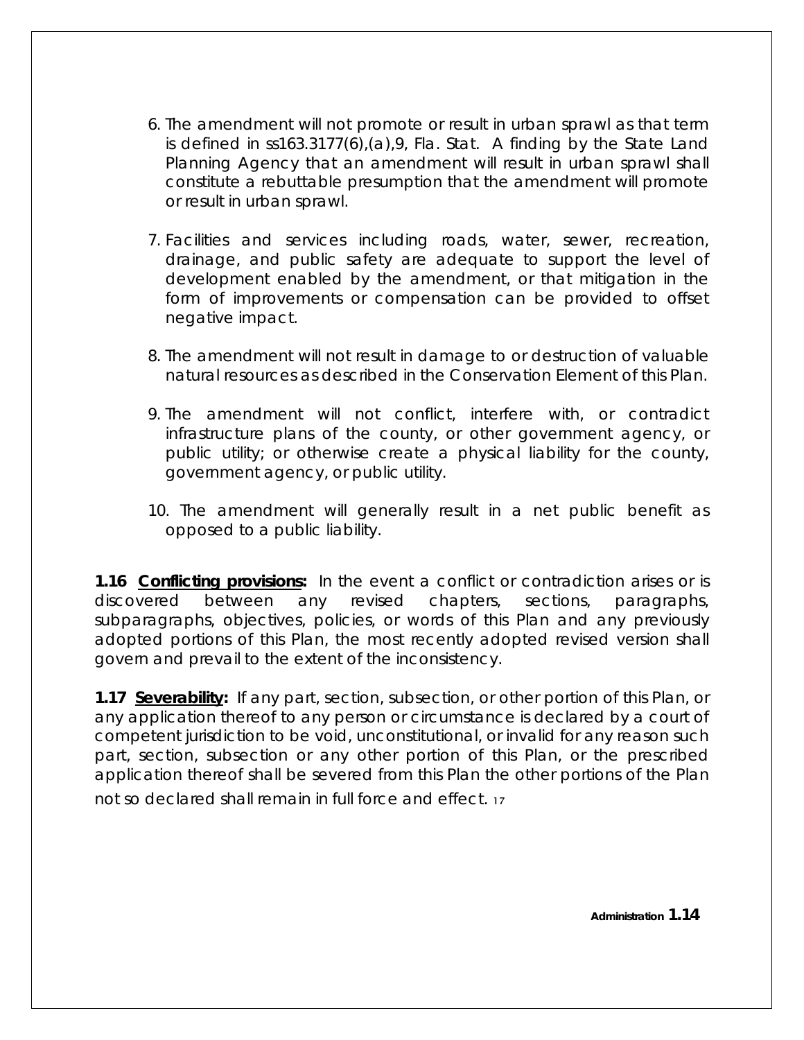6. The amendment will not promote or result in urban sprawl as that term is defined in ss163.3177(6),(a),9, Fla. Stat. A finding by the State Land Planning Agency that an amendment will result in urban sprawl shall constitute a rebuttable presumption that the amendment will promote or result in urban sprawl.

7. Facilities and services including roads, water, sewer, recreation, drainage, and public safety are adequate to support the level of development enabled by the amendment, or that mitigation in the form of improvements or compensation can be provided to offset negative impact.

8. The amendment will not result in damage to or destruction of valuable natural resources as described in the Conservation Element of this Plan.

9. The amendment will not conflict, interfere with, or contradict infrastructure plans of the county, or other government agency, or public utility; or otherwise create a physical liability for the county, government agency, or public utility.

10. The amendment will generally result in a net public benefit as opposed to a public liability.

**1.16 <u>Conflicting provisions:</u>** In the event a conflict or contradiction arises or is discovered between any revised chapters, sections, paragraphs, subparagraphs, objectives, policies, or words of this Plan and any previously adopted portions of this Plan, the most recently adopted revised version shall govern and prevail to the extent of the inconsistency.

**1.17 <u>Severability:</u>** If any part, section, subsection, or other portion of this Plan, or any application thereof to any person or circumstance is declared by a court of competent jurisdiction to be void, unconstitutional, or invalid for any reason such part, section, subsection or any other portion of this Plan, or the prescribed application thereof shall be severed from this Plan the other portions of the Plan not so declared shall remain in full force and effect. [17]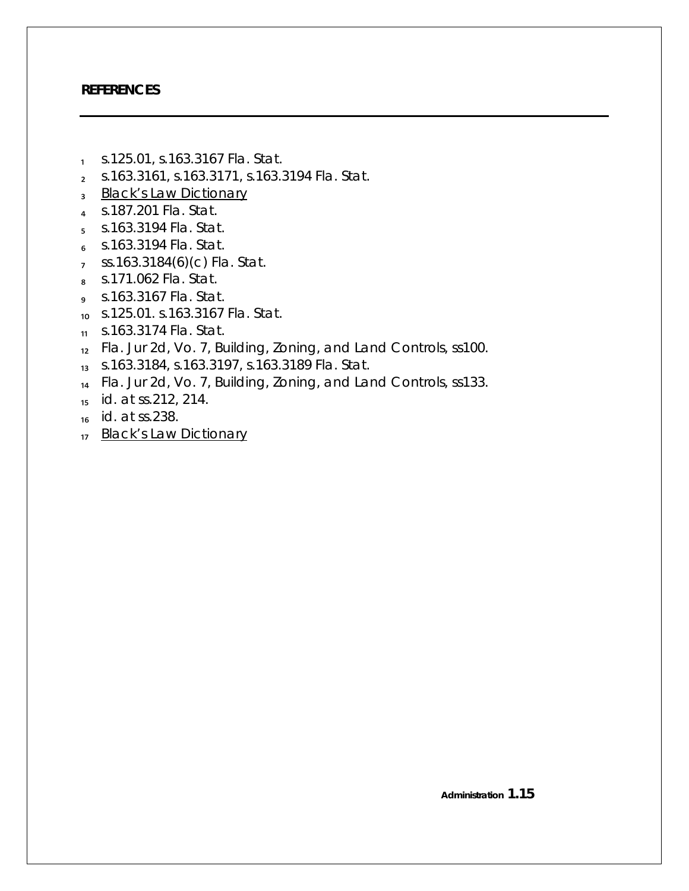**REFERENCES**

---

1. s.125.01, s.163.3167 Fla. Stat.
2. s.163.3161, s.163.3171, s.163.3194 Fla. Stat.
3. <u>Black's Law Dictionary</u>
4. s.187.201 Fla. Stat.
5. s.163.3194 Fla. Stat.
6. s.163.3194 Fla. Stat.
7. ss.163.3184(6)(c) Fla. Stat.
8. s.171.062 Fla. Stat.
9. s.163.3167 Fla. Stat.
10. s.125.01. s.163.3167 Fla. Stat.
11. s.163.3174 Fla. Stat.
12. Fla. Jur 2d, Vo. 7, Building, Zoning, and Land Controls, ss100.
13. s.163.3184, s.163.3197, s.163.3189 Fla. Stat.
14. Fla. Jur 2d, Vo. 7, Building, Zoning, and Land Controls, ss133.
15. id. at ss.212, 214.
16. id. at ss.238.
17. <u>Black's Law Dictionary</u>